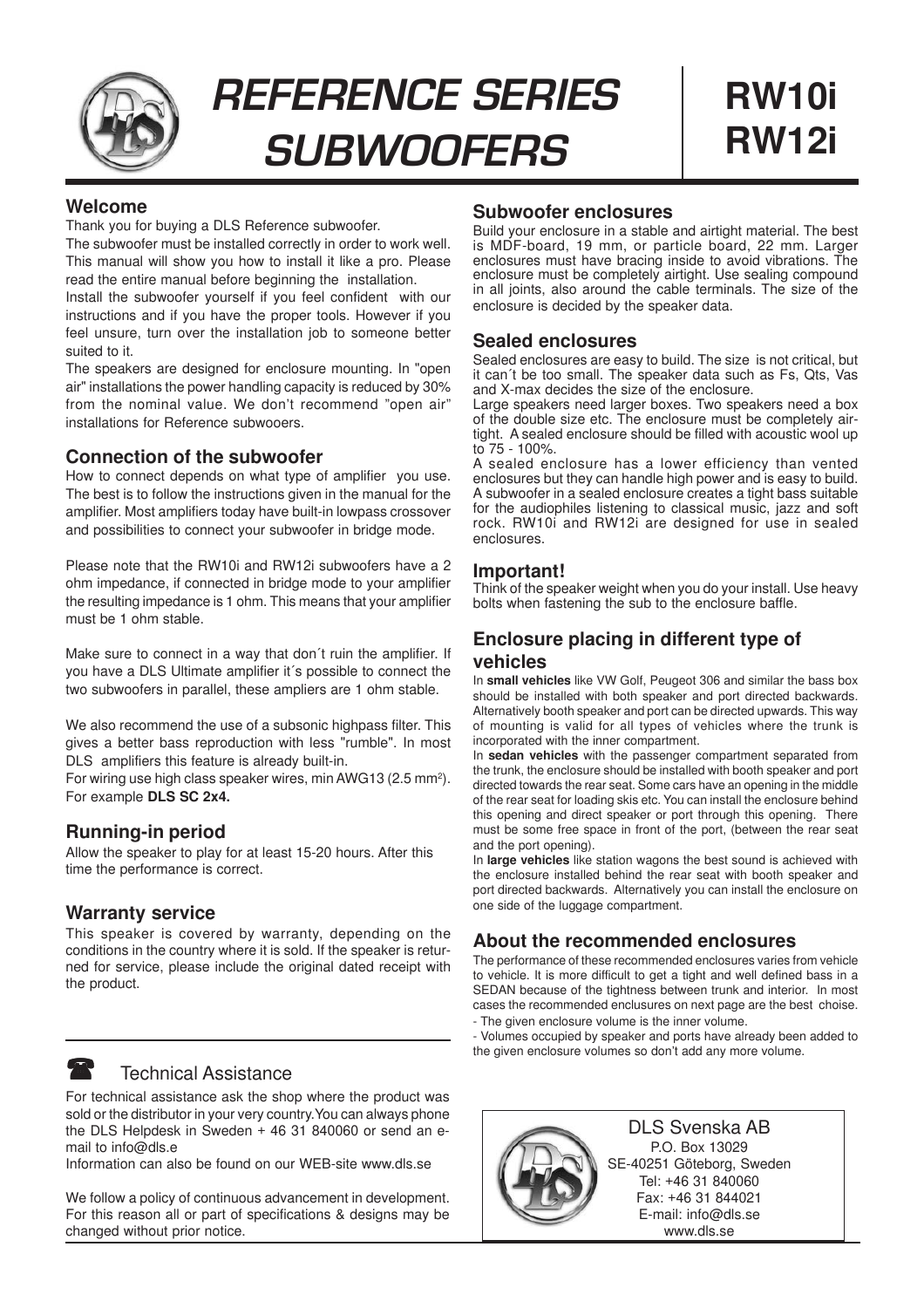# REFERENCE SERIES SUBWOOFERS

# RW10i RW12i

## Welcome

Thank you for buying a DLS Reference subwoofer.

The subwoofer must be installed correctly in order to work well. This manual will show you how to install it like a pro. Please read the entire manual before beginning the installation.

Install the subwoofer yourself if you feel confident with our instructions and if you have the proper tools. However if you feel unsure, turn over the installation job to someone better suited to it.

The speakers are designed for enclosure mounting. In "open air" installations the power handling capacity is reduced by 30% from the nominal value. We don't recommend "open air" installations for Reference subwooers.

## Connection of the subwoofer

How to connect depends on what type of amplifier you use. The best is to follow the instructions given in the manual for the amplifier. Most amplifiers today have built-in lowpass crossover and possibilities to connect your subwoofer in bridge mode.

Please note that the RW10i and RW12i subwoofers have a 2 ohm impedance, if connected in bridge mode to your amplifier the resulting impedance is 1 ohm. This means that your amplifier must be 1 ohm stable.

Make sure to connect in a way that don´t ruin the amplifier. If you have a DLS Ultimate amplifier it´s possible to connect the two subwoofers in parallel, these ampliers are 1 ohm stable.

We also recommend the use of a subsonic highpass filter. This gives a better bass reproduction with less "rumble". In most DLS amplifiers this feature is already built-in.

For wiring use high class speaker wires, min AWG13 (2.5 mm$^2$). For example **DLS SC 2x4.**

## Running-in period

Allow the speaker to play for at least 15-20 hours. After this time the performance is correct.

## Warranty service

This speaker is covered by warranty, depending on the conditions in the country where it is sold. If the speaker is returned for service, please include the original dated receipt with the product.

## Technical Assistance

For technical assistance ask the shop where the product was sold or the distributor in your very country.You can always phone the DLS Helpdesk in Sweden + 46 31 840060 or send an e-mail to info@dls.e

Information can also be found on our WEB-site www.dls.se

We follow a policy of continuous advancement in development. For this reason all or part of specifications & designs may be changed without prior notice.

## Subwoofer enclosures

Build your enclosure in a stable and airtight material. The best is MDF-board, 19 mm, or particle board, 22 mm. Larger enclosures must have bracing inside to avoid vibrations. The enclosure must be completely airtight. Use sealing compound in all joints, also around the cable terminals. The size of the enclosure is decided by the speaker data.

## Sealed enclosures

Sealed enclosures are easy to build. The size is not critical, but it can´t be too small. The speaker data such as Fs, Qts, Vas and X-max decides the size of the enclosure.

Large speakers need larger boxes. Two speakers need a box of the double size etc. The enclosure must be completely airtight. A sealed enclosure should be filled with acoustic wool up to 75 - 100%.

A sealed enclosure has a lower efficiency than vented enclosures but they can handle high power and is easy to build. A subwoofer in a sealed enclosure creates a tight bass suitable for the audiophiles listening to classical music, jazz and soft rock. RW10i and RW12i are designed for use in sealed enclosures.

## Important!

Think of the speaker weight when you do your install. Use heavy bolts when fastening the sub to the enclosure baffle.

## Enclosure placing in different type of vehicles

In **small vehicles** like VW Golf, Peugeot 306 and similar the bass box should be installed with both speaker and port directed backwards. Alternatively booth speaker and port can be directed upwards. This way of mounting is valid for all types of vehicles where the trunk is incorporated with the inner compartment.

In **sedan vehicles** with the passenger compartment separated from the trunk, the enclosure should be installed with booth speaker and port directed towards the rear seat. Some cars have an opening in the middle of the rear seat for loading skis etc. You can install the enclosure behind this opening and direct speaker or port through this opening. There must be some free space in front of the port, (between the rear seat and the port opening).

In **large vehicles** like station wagons the best sound is achieved with the enclosure installed behind the rear seat with booth speaker and port directed backwards. Alternatively you can install the enclosure on one side of the luggage compartment.

## About the recommended enclosures

The performance of these recommended enclosures varies from vehicle to vehicle. It is more difficult to get a tight and well defined bass in a SEDAN because of the tightness between trunk and interior. In most cases the recommended enclusures on next page are the best choise.

- The given enclosure volume is the inner volume.
- Volumes occupied by speaker and ports have already been added to the given enclosure volumes so don't add any more volume.

DLS Svenska AB
P.O. Box 13029
SE-40251 Göteborg, Sweden
Tel: +46 31 840060
Fax: +46 31 844021
E-mail: info@dls.se
www.dls.se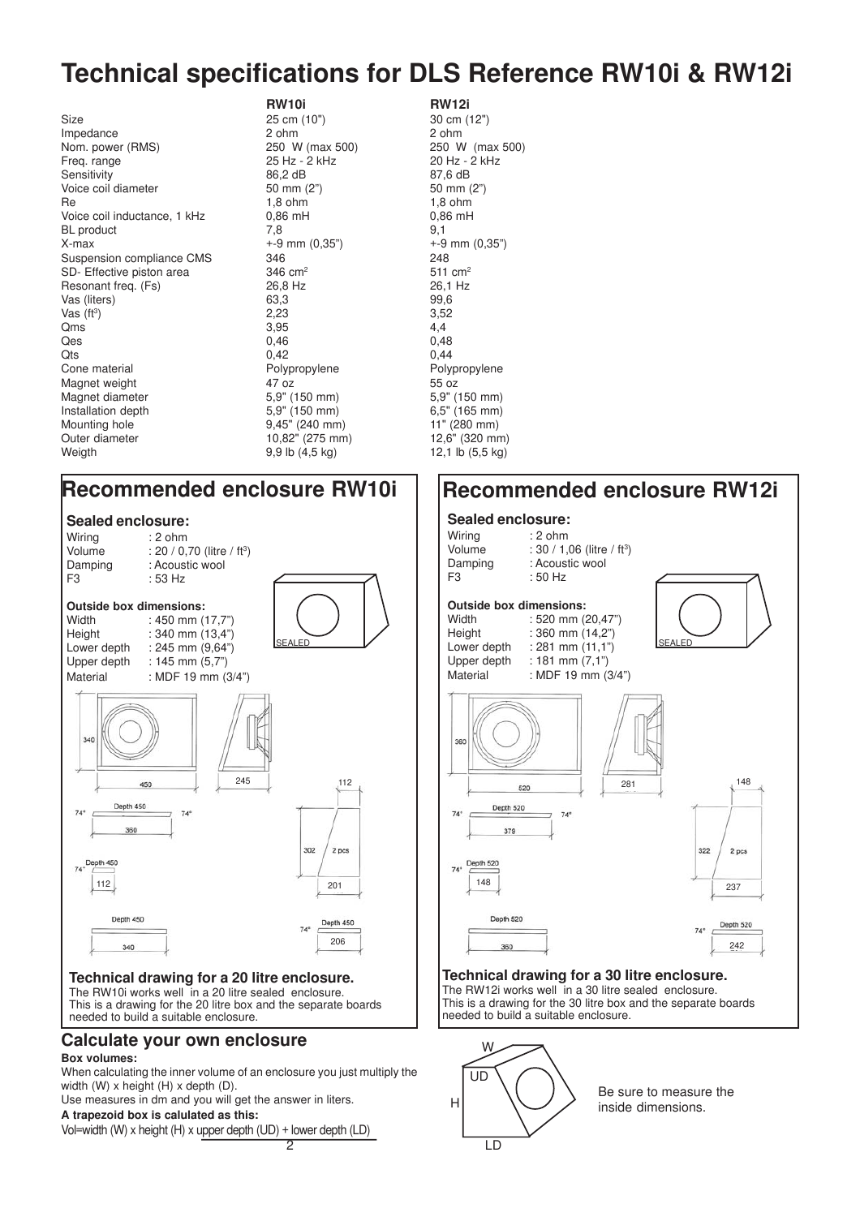# Technical specifications for DLS Reference RW10i & RW12i

| | RW10i | RW12i |
|---|---|---|
| Size | 25 cm (10") | 30 cm (12") |
| Impedance | 2 ohm | 2 ohm |
| Nom. power (RMS) | 250 W (max 500) | 250 W (max 500) |
| Freq. range | 25 Hz - 2 kHz | 20 Hz - 2 kHz |
| Sensitivity | 86,2 dB | 87,6 dB |
| Voice coil diameter | 50 mm (2") | 50 mm (2") |
| Re | 1,8 ohm | 1,8 ohm |
| Voice coil inductance, 1 kHz | 0,86 mH | 0,86 mH |
| BL product | 7,8 | 9,1 |
| X-max | +-9 mm (0,35") | +-9 mm (0,35") |
| Suspension compliance CMS | 346 | 248 |
| SD- Effective piston area | 346 cm² | 511 cm² |
| Resonant freq. (Fs) | 26,8 Hz | 26,1 Hz |
| Vas (liters) | 63,3 | 99,6 |
| Vas (ft³) | 2,23 | 3,52 |
| Qms | 3,95 | 4,4 |
| Qes | 0,46 | 0,48 |
| Qts | 0,42 | 0,44 |
| Cone material | Polypropylene | Polypropylene |
| Magnet weight | 47 oz | 55 oz |
| Magnet diameter | 5,9" (150 mm) | 5,9" (150 mm) |
| Installation depth | 5,9" (150 mm) | 6,5" (165 mm) |
| Mounting hole | 9,45" (240 mm) | 11" (280 mm) |
| Outer diameter | 10,82" (275 mm) | 12,6" (320 mm) |
| Weigth | 9,9 lb (4,5 kg) | 12,1 lb (5,5 kg) |

## Recommended enclosure RW10i

### Sealed enclosure:

Wiring : 2 ohm
Volume : 20 / 0,70 (litre / ft³)
Damping : Acoustic wool
F3 : 53 Hz

**Outside box dimensions:**

Width : 450 mm (17,7")
Height : 340 mm (13,4")
Lower depth : 245 mm (9,64")
Upper depth : 145 mm (5,7")
Material : MDF 19 mm (3/4")

SEALED

340
450
245
112
Depth 450
74° 74°
360
302
2 pcs
Depth 450
74°
112
201
Depth 450
340
Depth 450
74°
206

**Technical drawing for a 20 litre enclosure.**
The RW10i works well in a 20 litre sealed enclosure.
This is a drawing for the 20 litre box and the separate boards needed to build a suitable enclosure.

## Recommended enclosure RW12i

### Sealed enclosure:

Wiring : 2 ohm
Volume : 30 / 1,06 (litre / ft³)
Damping : Acoustic wool
F3 : 50 Hz

**Outside box dimensions:**

Width : 520 mm (20,47")
Height : 360 mm (14,2")
Lower depth : 281 mm (11,1")
Upper depth : 181 mm (7,1")
Material : MDF 19 mm (3/4")

SEALED

360
520
281
148
Depth 520
74° 74°
379
322
2 pcs
Depth 520
74°
148
237
Depth 520
360
Depth 520
74°
242

**Technical drawing for a 30 litre enclosure.**
The RW12i works well in a 30 litre sealed enclosure.
This is a drawing for the 30 litre box and the separate boards needed to build a suitable enclosure.

## Calculate your own enclosure

**Box volumes:**

When calculating the inner volume of an enclosure you just multiply the width (W) x height (H) x depth (D).
Use measures in dm and you will get the answer in liters.

**A trapezoid box is calulated as this:**

$$Vol = width\ (W) \times height\ (H) \times \frac{upper\ depth\ (UD) + lower\ depth\ (LD)}{2}$$

W
UD
H
LD

Be sure to measure the inside dimensions.